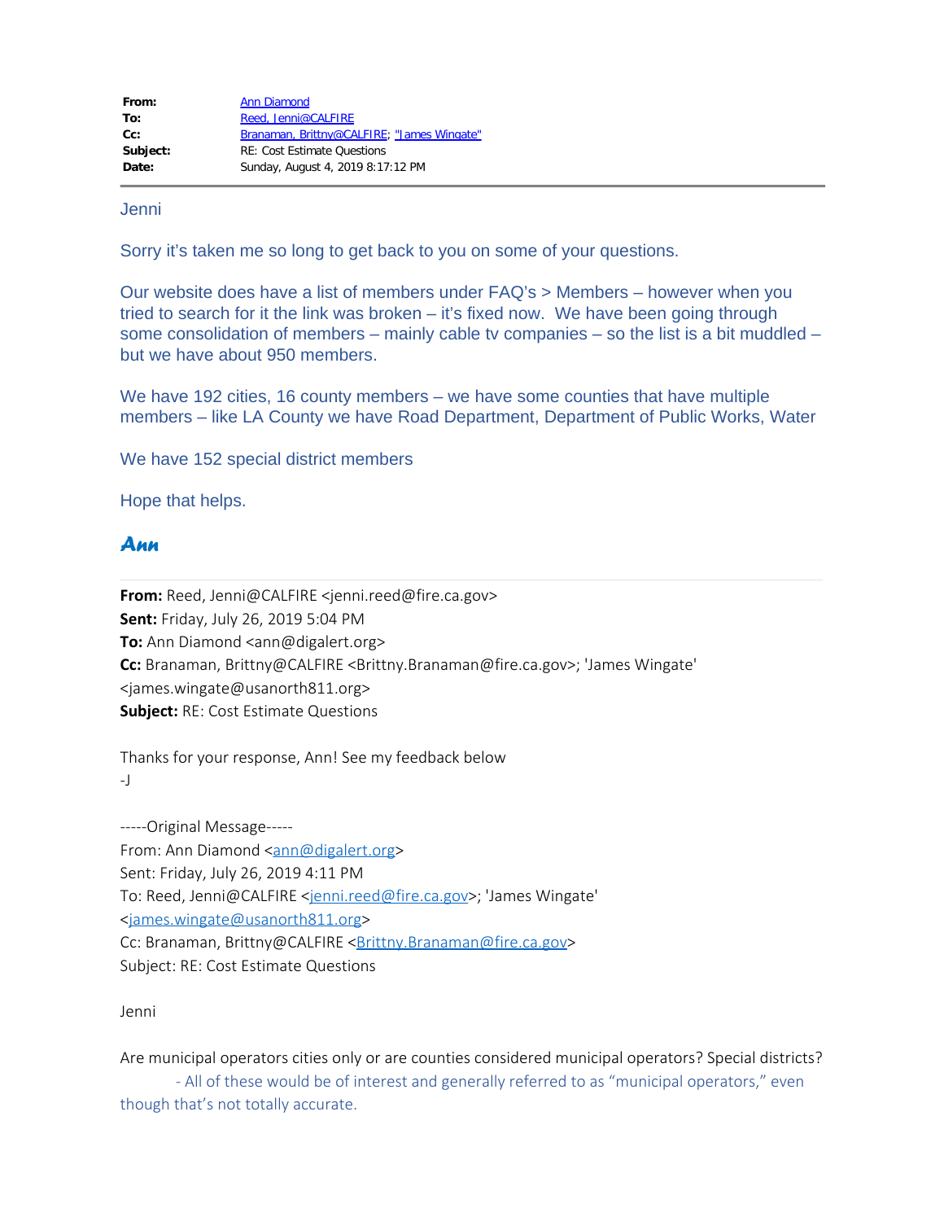| | |
|---|---|
| **From:** | Ann Diamond |
| **To:** | Reed, Jenni@CALFIRE |
| **Cc:** | Branaman, Brittny@CALFIRE; "James Wingate" |
| **Subject:** | RE: Cost Estimate Questions |
| **Date:** | Sunday, August 4, 2019 8:17:12 PM |

---

Jenni

Sorry it's taken me so long to get back to you on some of your questions.

Our website does have a list of members under FAQ's > Members – however when you tried to search for it the link was broken – it's fixed now. We have been going through some consolidation of members – mainly cable tv companies – so the list is a bit muddled – but we have about 950 members.

We have 192 cities, 16 county members – we have some counties that have multiple members – like LA County we have Road Department, Department of Public Works, Water

We have 152 special district members

Hope that helps.

***Ann***

---

**From:** Reed, Jenni@CALFIRE <jenni.reed@fire.ca.gov>
**Sent:** Friday, July 26, 2019 5:04 PM
**To:** Ann Diamond <ann@digalert.org>
**Cc:** Branaman, Brittny@CALFIRE <Brittny.Branaman@fire.ca.gov>; 'James Wingate' <james.wingate@usanorth811.org>
**Subject:** RE: Cost Estimate Questions

Thanks for your response, Ann! See my feedback below
-J

-----Original Message-----
From: Ann Diamond <ann@digalert.org>
Sent: Friday, July 26, 2019 4:11 PM
To: Reed, Jenni@CALFIRE <jenni.reed@fire.ca.gov>; 'James Wingate' <james.wingate@usanorth811.org>
Cc: Branaman, Brittny@CALFIRE <Brittny.Branaman@fire.ca.gov>
Subject: RE: Cost Estimate Questions

Jenni

Are municipal operators cities only or are counties considered municipal operators? Special districts?

- All of these would be of interest and generally referred to as "municipal operators," even though that's not totally accurate.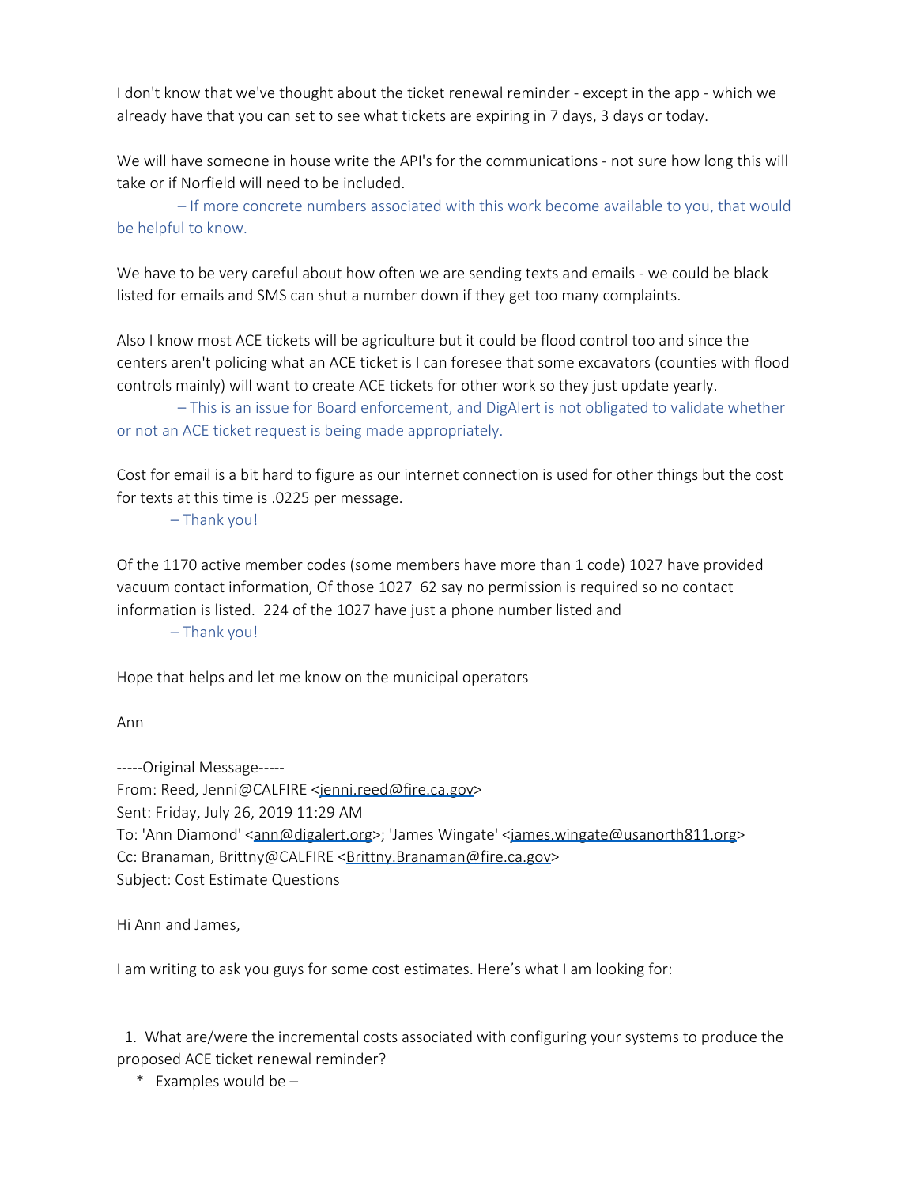I don't know that we've thought about the ticket renewal reminder - except in the app - which we already have that you can set to see what tickets are expiring in 7 days, 3 days or today.

We will have someone in house write the API's for the communications - not sure how long this will take or if Norfield will need to be included.

– If more concrete numbers associated with this work become available to you, that would be helpful to know.

We have to be very careful about how often we are sending texts and emails - we could be black listed for emails and SMS can shut a number down if they get too many complaints.

Also I know most ACE tickets will be agriculture but it could be flood control too and since the centers aren't policing what an ACE ticket is I can foresee that some excavators (counties with flood controls mainly) will want to create ACE tickets for other work so they just update yearly.

– This is an issue for Board enforcement, and DigAlert is not obligated to validate whether or not an ACE ticket request is being made appropriately.

Cost for email is a bit hard to figure as our internet connection is used for other things but the cost for texts at this time is .0225 per message.

– Thank you!

Of the 1170 active member codes (some members have more than 1 code) 1027 have provided vacuum contact information, Of those 1027 62 say no permission is required so no contact information is listed. 224 of the 1027 have just a phone number listed and

– Thank you!

Hope that helps and let me know on the municipal operators

Ann

-----Original Message-----
From: Reed, Jenni@CALFIRE <jenni.reed@fire.ca.gov>
Sent: Friday, July 26, 2019 11:29 AM
To: 'Ann Diamond' <ann@digalert.org>; 'James Wingate' <james.wingate@usanorth811.org>
Cc: Branaman, Brittny@CALFIRE <Brittny.Branaman@fire.ca.gov>
Subject: Cost Estimate Questions

Hi Ann and James,

I am writing to ask you guys for some cost estimates. Here's what I am looking for:

1. What are/were the incremental costs associated with configuring your systems to produce the proposed ACE ticket renewal reminder?
   * Examples would be –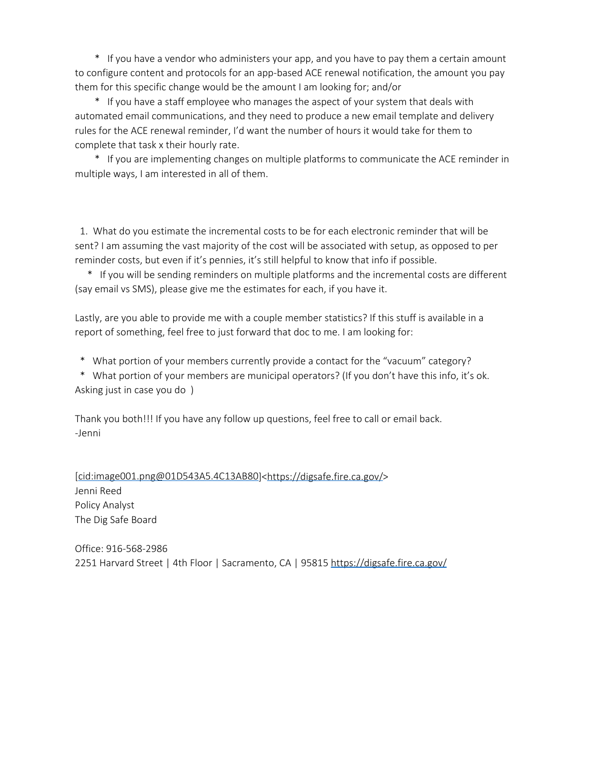* If you have a vendor who administers your app, and you have to pay them a certain amount to configure content and protocols for an app-based ACE renewal notification, the amount you pay them for this specific change would be the amount I am looking for; and/or
* If you have a staff employee who manages the aspect of your system that deals with automated email communications, and they need to produce a new email template and delivery rules for the ACE renewal reminder, I'd want the number of hours it would take for them to complete that task x their hourly rate.
* If you are implementing changes on multiple platforms to communicate the ACE reminder in multiple ways, I am interested in all of them.

1. What do you estimate the incremental costs to be for each electronic reminder that will be sent? I am assuming the vast majority of the cost will be associated with setup, as opposed to per reminder costs, but even if it's pennies, it's still helpful to know that info if possible.
   * If you will be sending reminders on multiple platforms and the incremental costs are different (say email vs SMS), please give me the estimates for each, if you have it.

Lastly, are you able to provide me with a couple member statistics? If this stuff is available in a report of something, feel free to just forward that doc to me. I am looking for:

* What portion of your members currently provide a contact for the "vacuum" category?
* What portion of your members are municipal operators? (If you don't have this info, it's ok. Asking just in case you do )

Thank you both!!! If you have any follow up questions, feel free to call or email back.
-Jenni

[cid:image001.png@01D543A5.4C13AB80]<https://digsafe.fire.ca.gov/>
Jenni Reed
Policy Analyst
The Dig Safe Board

Office: 916-568-2986
2251 Harvard Street | 4th Floor | Sacramento, CA | 95815 https://digsafe.fire.ca.gov/